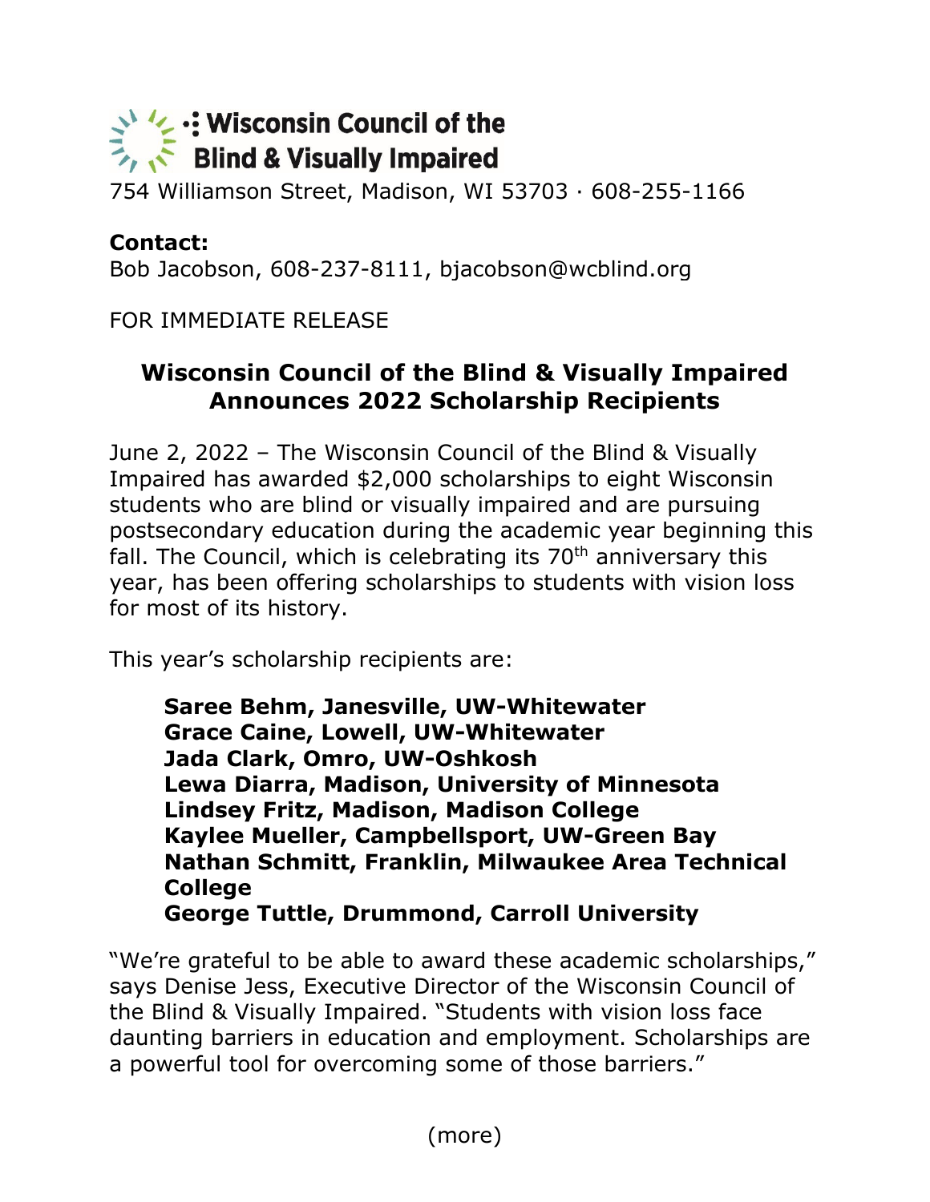**Wisconsin Council of the Blind & Visually Impaired**

754 Williamson Street, Madison, WI 53703 · 608-255-1166

**Contact:**
Bob Jacobson, 608-237-8111, bjacobson@wcblind.org

FOR IMMEDIATE RELEASE

## Wisconsin Council of the Blind & Visually Impaired Announces 2022 Scholarship Recipients

June 2, 2022 – The Wisconsin Council of the Blind & Visually Impaired has awarded $2,000 scholarships to eight Wisconsin students who are blind or visually impaired and are pursuing postsecondary education during the academic year beginning this fall. The Council, which is celebrating its 70th anniversary this year, has been offering scholarships to students with vision loss for most of its history.

This year's scholarship recipients are:

**Saree Behm, Janesville, UW-Whitewater**
**Grace Caine, Lowell, UW-Whitewater**
**Jada Clark, Omro, UW-Oshkosh**
**Lewa Diarra, Madison, University of Minnesota**
**Lindsey Fritz, Madison, Madison College**
**Kaylee Mueller, Campbellsport, UW-Green Bay**
**Nathan Schmitt, Franklin, Milwaukee Area Technical College**
**George Tuttle, Drummond, Carroll University**

"We're grateful to be able to award these academic scholarships," says Denise Jess, Executive Director of the Wisconsin Council of the Blind & Visually Impaired. "Students with vision loss face daunting barriers in education and employment. Scholarships are a powerful tool for overcoming some of those barriers."

(more)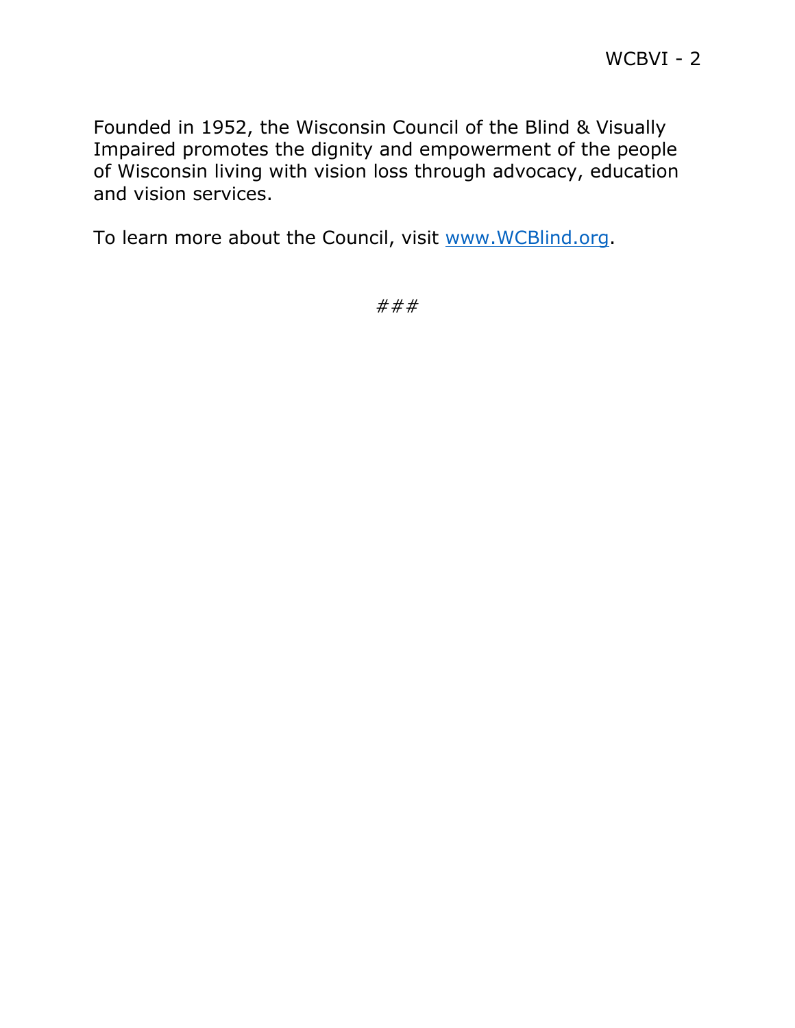Founded in 1952, the Wisconsin Council of the Blind & Visually Impaired promotes the dignity and empowerment of the people of Wisconsin living with vision loss through advocacy, education and vision services.

To learn more about the Council, visit [www.WCBlind.org](http://www.WCBlind.org).

###